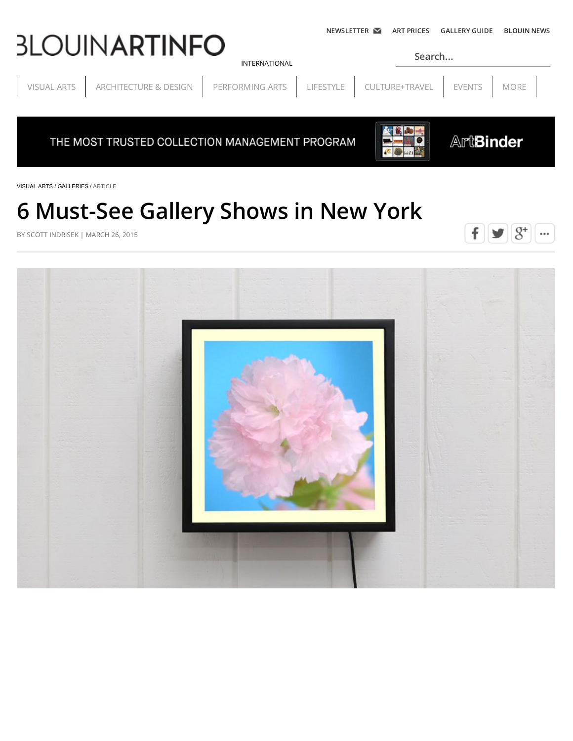VISUAL ARTS / GALLERIES / ARTICLE

# 6 Must-See Gallery Shows in New York

BY SCOTT INDRISEK | MARCH 26, 2015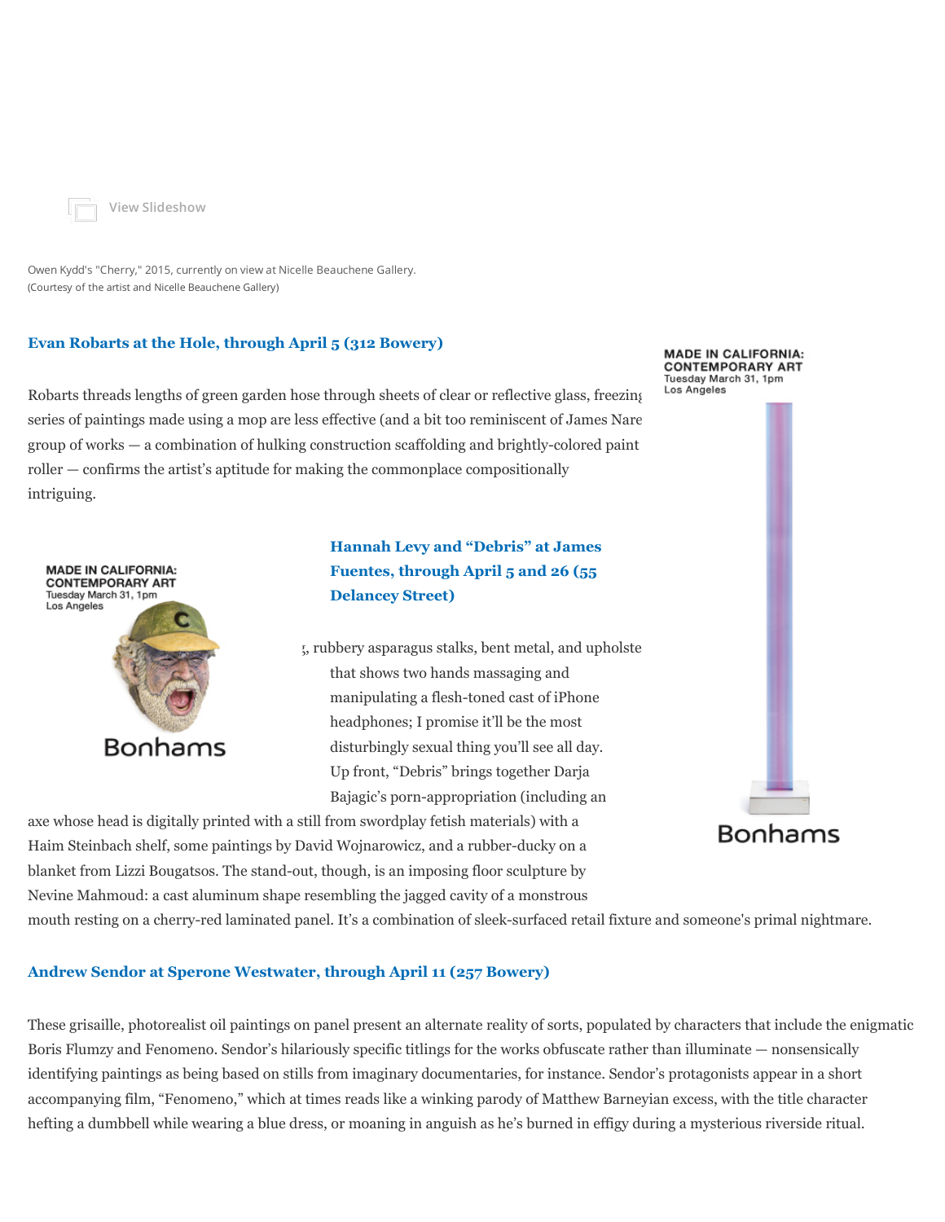View Slideshow

Owen Kydd's "Cherry," 2015, currently on view at Nicelle Beauchene Gallery.
(Courtesy of the artist and Nicelle Beauchene Gallery)

### Evan Robarts at the Hole, through April 5 (312 Bowery)

Robarts threads lengths of green garden hose through sheets of clear or reflective glass, freezing series of paintings made using a mop are less effective (and a bit too reminiscent of James Nare group of works — a combination of hulking construction scaffolding and brightly-colored paint roller — confirms the artist's aptitude for making the commonplace compositionally intriguing.

### Hannah Levy and "Debris" at James Fuentes, through April 5 and 26 (55 Delancey Street)

, rubbery asparagus stalks, bent metal, and upholste that shows two hands massaging and manipulating a flesh-toned cast of iPhone headphones; I promise it'll be the most disturbingly sexual thing you'll see all day. Up front, "Debris" brings together Darja Bajagic's porn-appropriation (including an axe whose head is digitally printed with a still from swordplay fetish materials) with a Haim Steinbach shelf, some paintings by David Wojnarowicz, and a rubber-ducky on a blanket from Lizzi Bougatsos. The stand-out, though, is an imposing floor sculpture by Nevine Mahmoud: a cast aluminum shape resembling the jagged cavity of a monstrous mouth resting on a cherry-red laminated panel. It's a combination of sleek-surfaced retail fixture and someone's primal nightmare.

### Andrew Sendor at Sperone Westwater, through April 11 (257 Bowery)

These grisaille, photorealist oil paintings on panel present an alternate reality of sorts, populated by characters that include the enigmatic Boris Flumzy and Fenomeno. Sendor's hilariously specific titlings for the works obfuscate rather than illuminate — nonsensically identifying paintings as being based on stills from imaginary documentaries, for instance. Sendor's protagonists appear in a short accompanying film, "Fenomeno," which at times reads like a winking parody of Matthew Barneyian excess, with the title character hefting a dumbbell while wearing a blue dress, or moaning in anguish as he's burned in effigy during a mysterious riverside ritual.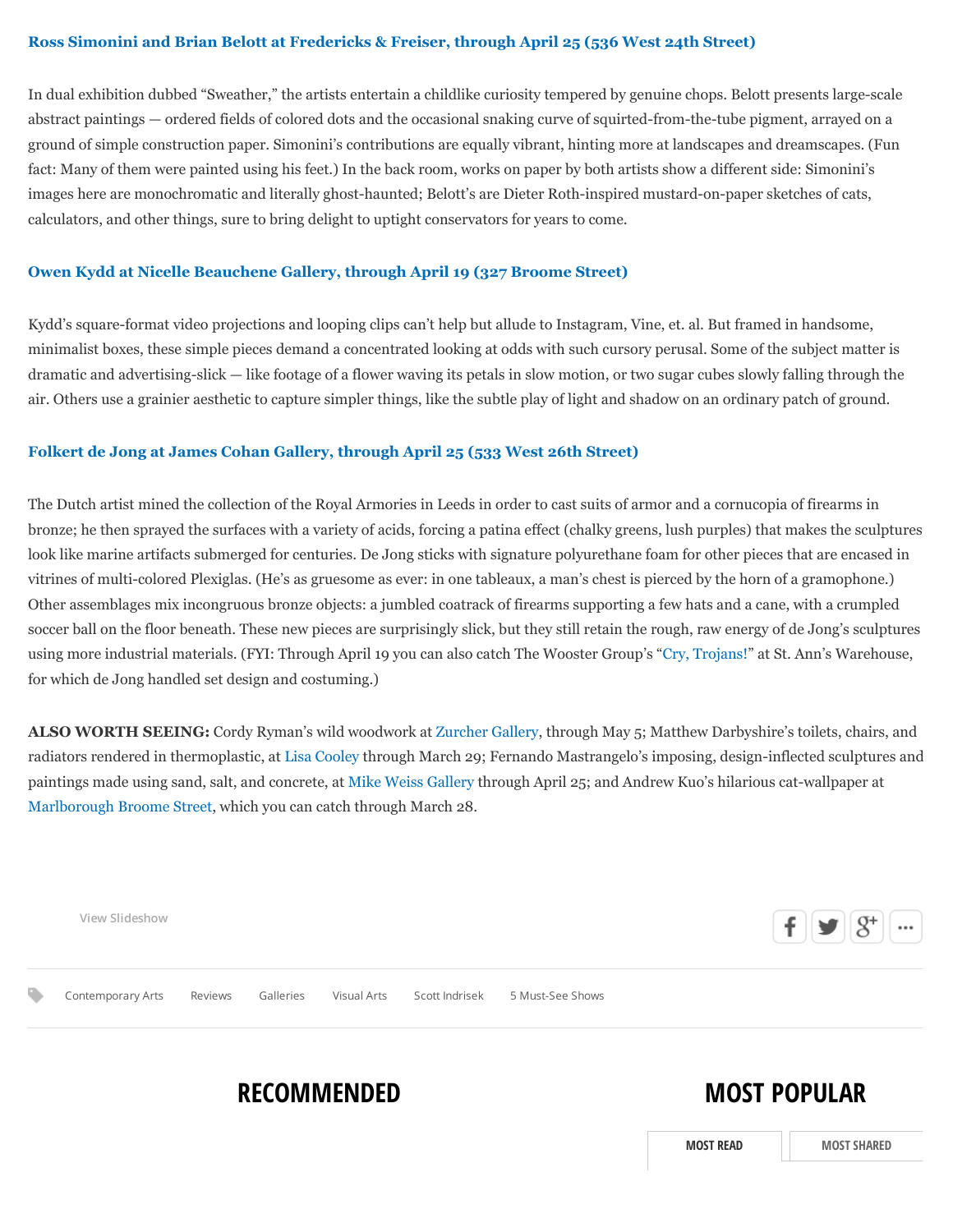**Ross Simonini and Brian Belott at Fredericks & Freiser, through April 25 (536 West 24th Street)**

In dual exhibition dubbed "Sweather," the artists entertain a childlike curiosity tempered by genuine chops. Belott presents large-scale abstract paintings — ordered fields of colored dots and the occasional snaking curve of squirted-from-the-tube pigment, arrayed on a ground of simple construction paper. Simonini's contributions are equally vibrant, hinting more at landscapes and dreamscapes. (Fun fact: Many of them were painted using his feet.) In the back room, works on paper by both artists show a different side: Simonini's images here are monochromatic and literally ghost-haunted; Belott's are Dieter Roth-inspired mustard-on-paper sketches of cats, calculators, and other things, sure to bring delight to uptight conservators for years to come.

**Owen Kydd at Nicelle Beauchene Gallery, through April 19 (327 Broome Street)**

Kydd's square-format video projections and looping clips can't help but allude to Instagram, Vine, et. al. But framed in handsome, minimalist boxes, these simple pieces demand a concentrated looking at odds with such cursory perusal. Some of the subject matter is dramatic and advertising-slick — like footage of a flower waving its petals in slow motion, or two sugar cubes slowly falling through the air. Others use a grainier aesthetic to capture simpler things, like the subtle play of light and shadow on an ordinary patch of ground.

**Folkert de Jong at James Cohan Gallery, through April 25 (533 West 26th Street)**

The Dutch artist mined the collection of the Royal Armories in Leeds in order to cast suits of armor and a cornucopia of firearms in bronze; he then sprayed the surfaces with a variety of acids, forcing a patina effect (chalky greens, lush purples) that makes the sculptures look like marine artifacts submerged for centuries. De Jong sticks with signature polyurethane foam for other pieces that are encased in vitrines of multi-colored Plexiglas. (He's as gruesome as ever: in one tableaux, a man's chest is pierced by the horn of a gramophone.) Other assemblages mix incongruous bronze objects: a jumbled coatrack of firearms supporting a few hats and a cane, with a crumpled soccer ball on the floor beneath. These new pieces are surprisingly slick, but they still retain the rough, raw energy of de Jong's sculptures using more industrial materials. (FYI: Through April 19 you can also catch The Wooster Group's "Cry, Trojans!" at St. Ann's Warehouse, for which de Jong handled set design and costuming.)

**ALSO WORTH SEEING:** Cordy Ryman's wild woodwork at Zurcher Gallery, through May 5; Matthew Darbyshire's toilets, chairs, and radiators rendered in thermoplastic, at Lisa Cooley through March 29; Fernando Mastrangelo's imposing, design-inflected sculptures and paintings made using sand, salt, and concrete, at Mike Weiss Gallery through April 25; and Andrew Kuo's hilarious cat-wallpaper at Marlborough Broome Street, which you can catch through March 28.

View Slideshow

Contemporary Arts Reviews Galleries Visual Arts Scott Indrisek 5 Must-See Shows

## RECOMMENDED

## MOST POPULAR

MOST READ | MOST SHARED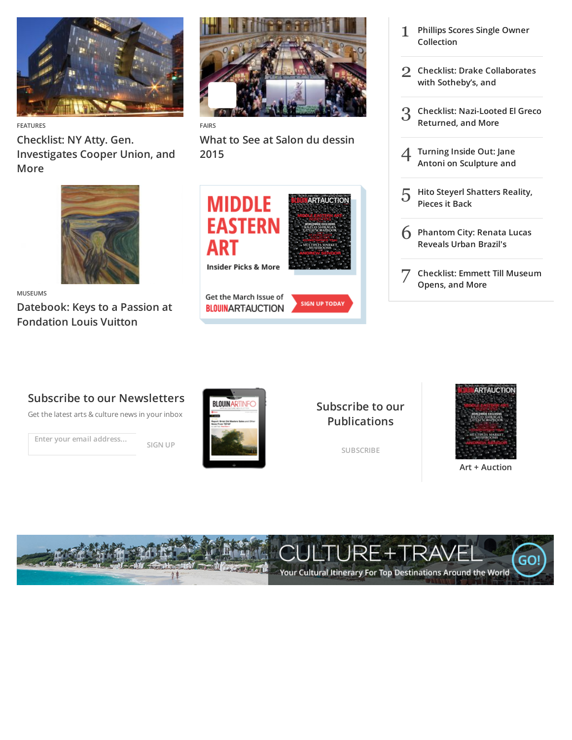FEATURES

## Checklist: NY Atty. Gen. Investigates Cooper Union, and More

FAIRS

## What to See at Salon du dessin 2015

MUSEUMS

## Datebook: Keys to a Passion at Fondation Louis Vuitton

MIDDLE EASTERN ART

Insider Picks & More

Get the March Issue of BLOUINARTAUCTION

SIGN UP TODAY

1. Phillips Scores Single Owner Collection
2. Checklist: Drake Collaborates with Sotheby's, and
3. Checklist: Nazi-Looted El Greco Returned, and More
4. Turning Inside Out: Jane Antoni on Sculpture and
5. Hito Steyerl Shatters Reality, Pieces it Back
6. Phantom City: Renata Lucas Reveals Urban Brazil's
7. Checklist: Emmett Till Museum Opens, and More

## Subscribe to our Newsletters

Get the latest arts & culture news in your inbox

Enter your email address...

SIGN UP

## Subscribe to our Publications

SUBSCRIBE

Art + Auction

CULTURE+TRAVEL

Your Cultural Itinerary For Top Destinations Around the World

GO!